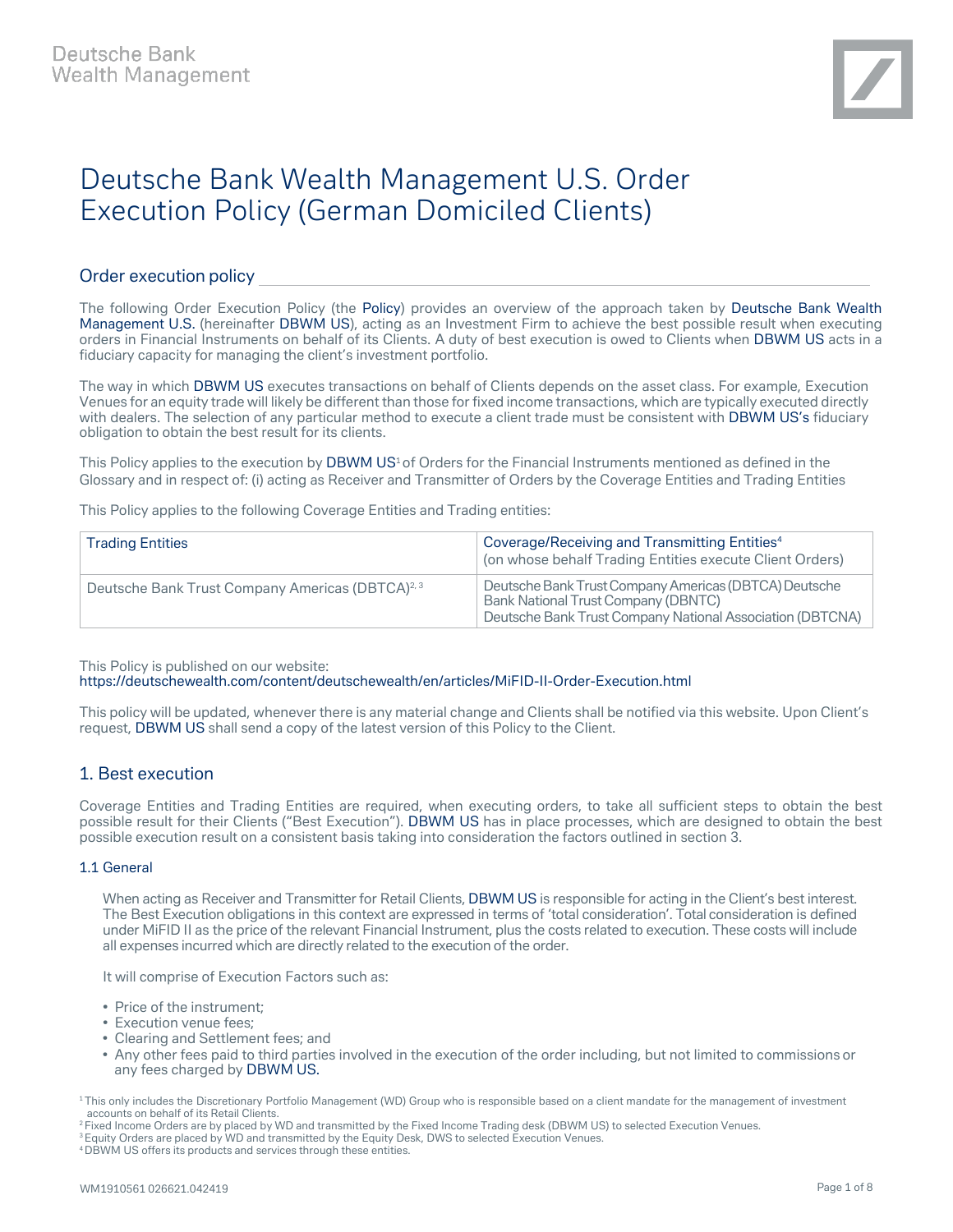Deutsche Bank
Wealth Management

# Deutsche Bank Wealth Management U.S. Order Execution Policy (German Domiciled Clients)

## Order execution policy

The following Order Execution Policy (the Policy) provides an overview of the approach taken by Deutsche Bank Wealth Management U.S. (hereinafter DBWM US), acting as an Investment Firm to achieve the best possible result when executing orders in Financial Instruments on behalf of its Clients. A duty of best execution is owed to Clients when DBWM US acts in a fiduciary capacity for managing the client's investment portfolio.

The way in which DBWM US executes transactions on behalf of Clients depends on the asset class. For example, Execution Venues for an equity trade will likely be different than those for fixed income transactions, which are typically executed directly with dealers. The selection of any particular method to execute a client trade must be consistent with DBWM US's fiduciary obligation to obtain the best result for its clients.

This Policy applies to the execution by DBWM US[1] of Orders for the Financial Instruments mentioned as defined in the Glossary and in respect of: (i) acting as Receiver and Transmitter of Orders by the Coverage Entities and Trading Entities

This Policy applies to the following Coverage Entities and Trading entities:

| Trading Entities | Coverage/Receiving and Transmitting Entities[4] (on whose behalf Trading Entities execute Client Orders) |
|---|---|
| Deutsche Bank Trust Company Americas (DBTCA)[2, 3] | Deutsche Bank Trust Company Americas (DBTCA) Deutsche Bank National Trust Company (DBNTC)<br>Deutsche Bank Trust Company National Association (DBTCNA) |

This Policy is published on our website:
https://deutschewealth.com/content/deutschewealth/en/articles/MiFID-II-Order-Execution.html

This policy will be updated, whenever there is any material change and Clients shall be notified via this website. Upon Client's request, DBWM US shall send a copy of the latest version of this Policy to the Client.

## 1. Best execution

Coverage Entities and Trading Entities are required, when executing orders, to take all sufficient steps to obtain the best possible result for their Clients ("Best Execution"). DBWM US has in place processes, which are designed to obtain the best possible execution result on a consistent basis taking into consideration the factors outlined in section 3.

### 1.1 General

When acting as Receiver and Transmitter for Retail Clients, DBWM US is responsible for acting in the Client's best interest. The Best Execution obligations in this context are expressed in terms of 'total consideration'. Total consideration is defined under MiFID II as the price of the relevant Financial Instrument, plus the costs related to execution. These costs will include all expenses incurred which are directly related to the execution of the order.

It will comprise of Execution Factors such as:

- Price of the instrument;
- Execution venue fees;
- Clearing and Settlement fees; and
- Any other fees paid to third parties involved in the execution of the order including, but not limited to commissions or any fees charged by DBWM US.

[1] This only includes the Discretionary Portfolio Management (WD) Group who is responsible based on a client mandate for the management of investment accounts on behalf of its Retail Clients.

[2] Fixed Income Orders are by placed by WD and transmitted by the Fixed Income Trading desk (DBWM US) to selected Execution Venues.

[3] Equity Orders are placed by WD and transmitted by the Equity Desk, DWS to selected Execution Venues.

[4] DBWM US offers its products and services through these entities.

WM1910561 026621.042419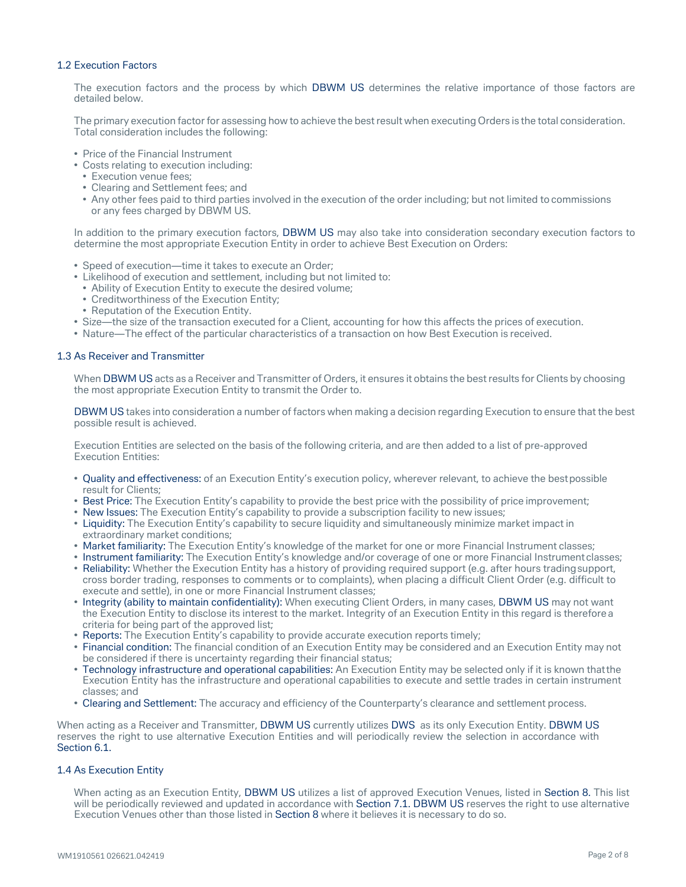### 1.2 Execution Factors

The execution factors and the process by which DBWM US determines the relative importance of those factors are detailed below.

The primary execution factor for assessing how to achieve the best result when executing Orders is the total consideration. Total consideration includes the following:

- Price of the Financial Instrument
- Costs relating to execution including:
  - Execution venue fees;
  - Clearing and Settlement fees; and
  - Any other fees paid to third parties involved in the execution of the order including; but not limited to commissions or any fees charged by DBWM US.

In addition to the primary execution factors, DBWM US may also take into consideration secondary execution factors to determine the most appropriate Execution Entity in order to achieve Best Execution on Orders:

- Speed of execution—time it takes to execute an Order;
- Likelihood of execution and settlement, including but not limited to:
  - Ability of Execution Entity to execute the desired volume;
  - Creditworthiness of the Execution Entity;
  - Reputation of the Execution Entity.
- Size—the size of the transaction executed for a Client, accounting for how this affects the prices of execution.
- Nature—The effect of the particular characteristics of a transaction on how Best Execution is received.

### 1.3 As Receiver and Transmitter

When DBWM US acts as a Receiver and Transmitter of Orders, it ensures it obtains the best results for Clients by choosing the most appropriate Execution Entity to transmit the Order to.

DBWM US takes into consideration a number of factors when making a decision regarding Execution to ensure that the best possible result is achieved.

Execution Entities are selected on the basis of the following criteria, and are then added to a list of pre-approved Execution Entities:

- Quality and effectiveness: of an Execution Entity's execution policy, wherever relevant, to achieve the best possible result for Clients;
- Best Price: The Execution Entity's capability to provide the best price with the possibility of price improvement;
- New Issues: The Execution Entity's capability to provide a subscription facility to new issues;
- Liquidity: The Execution Entity's capability to secure liquidity and simultaneously minimize market impact in extraordinary market conditions;
- Market familiarity: The Execution Entity's knowledge of the market for one or more Financial Instrument classes;
- Instrument familiarity: The Execution Entity's knowledge and/or coverage of one or more Financial Instrument classes;
- Reliability: Whether the Execution Entity has a history of providing required support (e.g. after hours trading support, cross border trading, responses to comments or to complaints), when placing a difficult Client Order (e.g. difficult to execute and settle), in one or more Financial Instrument classes;
- Integrity (ability to maintain confidentiality): When executing Client Orders, in many cases, DBWM US may not want the Execution Entity to disclose its interest to the market. Integrity of an Execution Entity in this regard is therefore a criteria for being part of the approved list;
- Reports: The Execution Entity's capability to provide accurate execution reports timely;
- Financial condition: The financial condition of an Execution Entity may be considered and an Execution Entity may not be considered if there is uncertainty regarding their financial status;
- Technology infrastructure and operational capabilities: An Execution Entity may be selected only if it is known that the Execution Entity has the infrastructure and operational capabilities to execute and settle trades in certain instrument classes; and
- Clearing and Settlement: The accuracy and efficiency of the Counterparty's clearance and settlement process.

When acting as a Receiver and Transmitter, DBWM US currently utilizes DWS as its only Execution Entity. DBWM US reserves the right to use alternative Execution Entities and will periodically review the selection in accordance with Section 6.1.

### 1.4 As Execution Entity

When acting as an Execution Entity, DBWM US utilizes a list of approved Execution Venues, listed in Section 8. This list will be periodically reviewed and updated in accordance with Section 7.1. DBWM US reserves the right to use alternative Execution Venues other than those listed in Section 8 where it believes it is necessary to do so.

WM1910561 026621.042419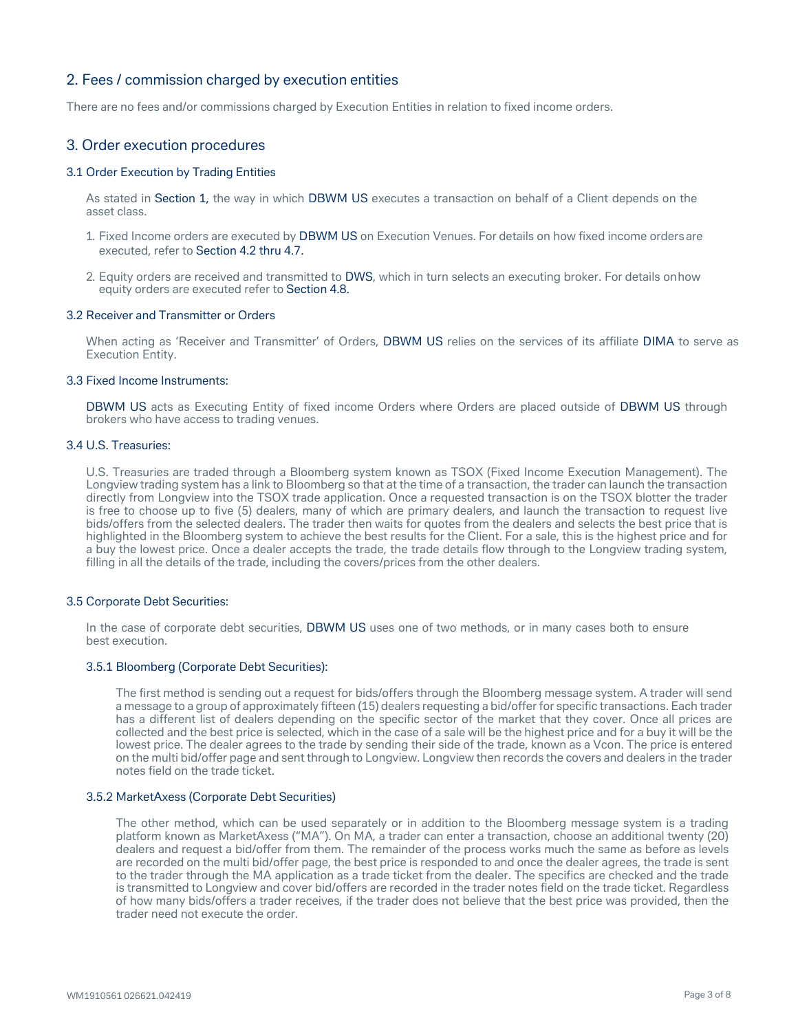## 2. Fees / commission charged by execution entities

There are no fees and/or commissions charged by Execution Entities in relation to fixed income orders.

## 3. Order execution procedures

### 3.1 Order Execution by Trading Entities

As stated in Section 1, the way in which DBWM US executes a transaction on behalf of a Client depends on the asset class.

1. Fixed Income orders are executed by DBWM US on Execution Venues. For details on how fixed income orders are executed, refer to Section 4.2 thru 4.7.
2. Equity orders are received and transmitted to DWS, which in turn selects an executing broker. For details on how equity orders are executed refer to Section 4.8.

### 3.2 Receiver and Transmitter or Orders

When acting as 'Receiver and Transmitter' of Orders, DBWM US relies on the services of its affiliate DIMA to serve as Execution Entity.

### 3.3 Fixed Income Instruments:

DBWM US acts as Executing Entity of fixed income Orders where Orders are placed outside of DBWM US through brokers who have access to trading venues.

### 3.4 U.S. Treasuries:

U.S. Treasuries are traded through a Bloomberg system known as TSOX (Fixed Income Execution Management). The Longview trading system has a link to Bloomberg so that at the time of a transaction, the trader can launch the transaction directly from Longview into the TSOX trade application. Once a requested transaction is on the TSOX blotter the trader is free to choose up to five (5) dealers, many of which are primary dealers, and launch the transaction to request live bids/offers from the selected dealers. The trader then waits for quotes from the dealers and selects the best price that is highlighted in the Bloomberg system to achieve the best results for the Client. For a sale, this is the highest price and for a buy the lowest price. Once a dealer accepts the trade, the trade details flow through to the Longview trading system, filling in all the details of the trade, including the covers/prices from the other dealers.

### 3.5 Corporate Debt Securities:

In the case of corporate debt securities, DBWM US uses one of two methods, or in many cases both to ensure best execution.

#### 3.5.1 Bloomberg (Corporate Debt Securities):

The first method is sending out a request for bids/offers through the Bloomberg message system. A trader will send a message to a group of approximately fifteen (15) dealers requesting a bid/offer for specific transactions. Each trader has a different list of dealers depending on the specific sector of the market that they cover. Once all prices are collected and the best price is selected, which in the case of a sale will be the highest price and for a buy it will be the lowest price. The dealer agrees to the trade by sending their side of the trade, known as a Vcon. The price is entered on the multi bid/offer page and sent through to Longview. Longview then records the covers and dealers in the trader notes field on the trade ticket.

#### 3.5.2 MarketAxess (Corporate Debt Securities)

The other method, which can be used separately or in addition to the Bloomberg message system is a trading platform known as MarketAxess ("MA"). On MA, a trader can enter a transaction, choose an additional twenty (20) dealers and request a bid/offer from them. The remainder of the process works much the same as before as levels are recorded on the multi bid/offer page, the best price is responded to and once the dealer agrees, the trade is sent to the trader through the MA application as a trade ticket from the dealer. The specifics are checked and the trade is transmitted to Longview and cover bid/offers are recorded in the trader notes field on the trade ticket. Regardless of how many bids/offers a trader receives, if the trader does not believe that the best price was provided, then the trader need not execute the order.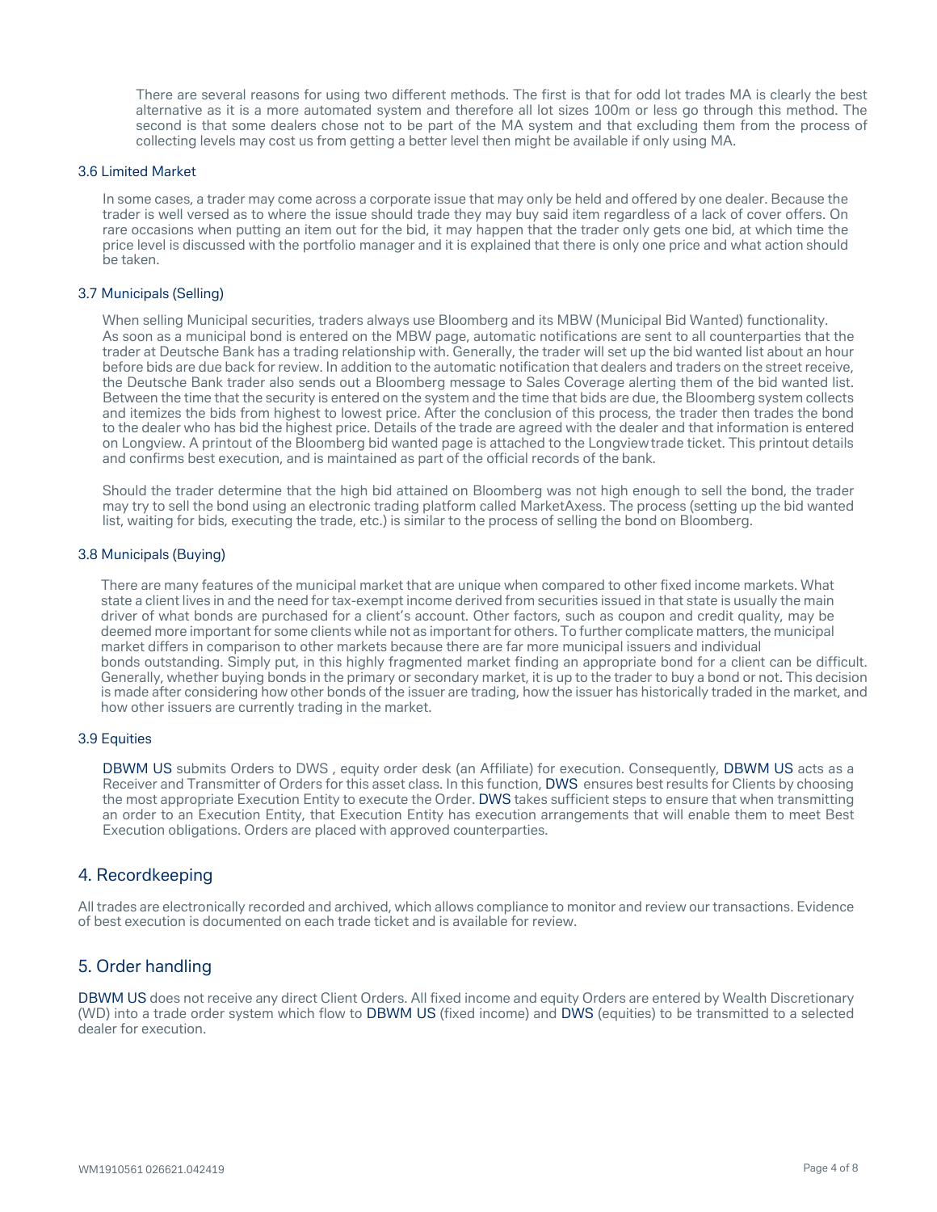There are several reasons for using two different methods. The first is that for odd lot trades MA is clearly the best alternative as it is a more automated system and therefore all lot sizes 100m or less go through this method. The second is that some dealers chose not to be part of the MA system and that excluding them from the process of collecting levels may cost us from getting a better level then might be available if only using MA.

### 3.6 Limited Market

In some cases, a trader may come across a corporate issue that may only be held and offered by one dealer. Because the trader is well versed as to where the issue should trade they may buy said item regardless of a lack of cover offers. On rare occasions when putting an item out for the bid, it may happen that the trader only gets one bid, at which time the price level is discussed with the portfolio manager and it is explained that there is only one price and what action should be taken.

### 3.7 Municipals (Selling)

When selling Municipal securities, traders always use Bloomberg and its MBW (Municipal Bid Wanted) functionality. As soon as a municipal bond is entered on the MBW page, automatic notifications are sent to all counterparties that the trader at Deutsche Bank has a trading relationship with. Generally, the trader will set up the bid wanted list about an hour before bids are due back for review. In addition to the automatic notification that dealers and traders on the street receive, the Deutsche Bank trader also sends out a Bloomberg message to Sales Coverage alerting them of the bid wanted list. Between the time that the security is entered on the system and the time that bids are due, the Bloomberg system collects and itemizes the bids from highest to lowest price. After the conclusion of this process, the trader then trades the bond to the dealer who has bid the highest price. Details of the trade are agreed with the dealer and that information is entered on Longview. A printout of the Bloomberg bid wanted page is attached to the Longview trade ticket. This printout details and confirms best execution, and is maintained as part of the official records of the bank.

Should the trader determine that the high bid attained on Bloomberg was not high enough to sell the bond, the trader may try to sell the bond using an electronic trading platform called MarketAxess. The process (setting up the bid wanted list, waiting for bids, executing the trade, etc.) is similar to the process of selling the bond on Bloomberg.

### 3.8 Municipals (Buying)

There are many features of the municipal market that are unique when compared to other fixed income markets. What state a client lives in and the need for tax-exempt income derived from securities issued in that state is usually the main driver of what bonds are purchased for a client's account. Other factors, such as coupon and credit quality, may be deemed more important for some clients while not as important for others. To further complicate matters, the municipal market differs in comparison to other markets because there are far more municipal issuers and individual bonds outstanding. Simply put, in this highly fragmented market finding an appropriate bond for a client can be difficult. Generally, whether buying bonds in the primary or secondary market, it is up to the trader to buy a bond or not. This decision is made after considering how other bonds of the issuer are trading, how the issuer has historically traded in the market, and how other issuers are currently trading in the market.

### 3.9 Equities

DBWM US submits Orders to DWS , equity order desk (an Affiliate) for execution. Consequently, DBWM US acts as a Receiver and Transmitter of Orders for this asset class. In this function, DWS ensures best results for Clients by choosing the most appropriate Execution Entity to execute the Order. DWS takes sufficient steps to ensure that when transmitting an order to an Execution Entity, that Execution Entity has execution arrangements that will enable them to meet Best Execution obligations. Orders are placed with approved counterparties.

## 4. Recordkeeping

All trades are electronically recorded and archived, which allows compliance to monitor and review our transactions. Evidence of best execution is documented on each trade ticket and is available for review.

## 5. Order handling

DBWM US does not receive any direct Client Orders. All fixed income and equity Orders are entered by Wealth Discretionary (WD) into a trade order system which flow to DBWM US (fixed income) and DWS (equities) to be transmitted to a selected dealer for execution.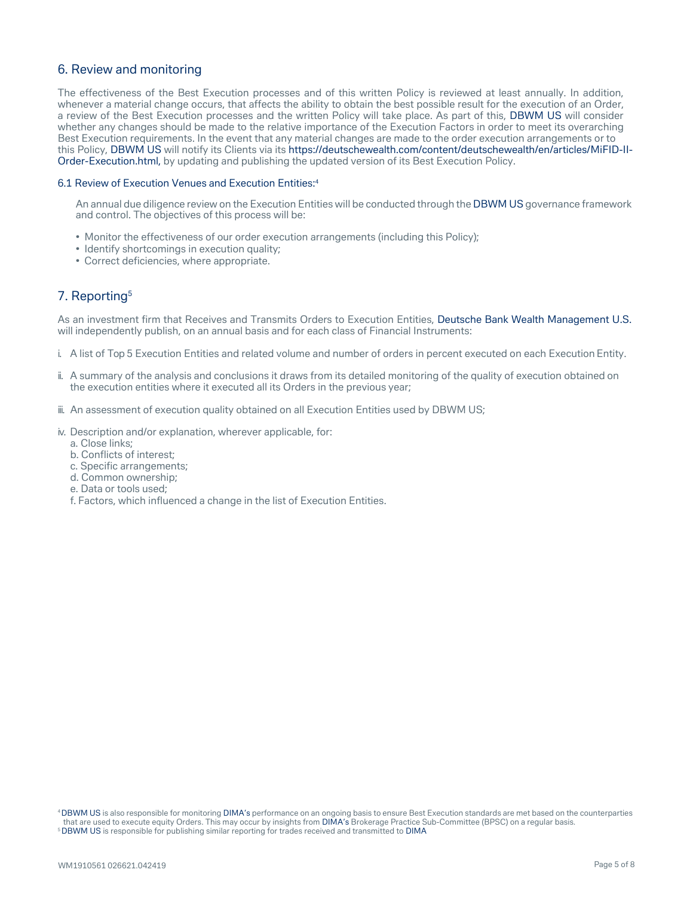## 6. Review and monitoring

The effectiveness of the Best Execution processes and of this written Policy is reviewed at least annually. In addition, whenever a material change occurs, that affects the ability to obtain the best possible result for the execution of an Order, a review of the Best Execution processes and the written Policy will take place. As part of this, DBWM US will consider whether any changes should be made to the relative importance of the Execution Factors in order to meet its overarching Best Execution requirements. In the event that any material changes are made to the order execution arrangements or to this Policy, DBWM US will notify its Clients via its https://deutschewealth.com/content/deutschewealth/en/articles/MiFID-II-Order-Execution.html, by updating and publishing the updated version of its Best Execution Policy.

### 6.1 Review of Execution Venues and Execution Entities:[4]

An annual due diligence review on the Execution Entities will be conducted through the DBWM US governance framework and control. The objectives of this process will be:

- Monitor the effectiveness of our order execution arrangements (including this Policy);
- Identify shortcomings in execution quality;
- Correct deficiencies, where appropriate.

## 7. Reporting[5]

As an investment firm that Receives and Transmits Orders to Execution Entities, Deutsche Bank Wealth Management U.S. will independently publish, on an annual basis and for each class of Financial Instruments:

i. A list of Top 5 Execution Entities and related volume and number of orders in percent executed on each Execution Entity.

ii. A summary of the analysis and conclusions it draws from its detailed monitoring of the quality of execution obtained on the execution entities where it executed all its Orders in the previous year;

iii. An assessment of execution quality obtained on all Execution Entities used by DBWM US;

iv. Description and/or explanation, wherever applicable, for:
   a. Close links;
   b. Conflicts of interest;
   c. Specific arrangements;
   d. Common ownership;
   e. Data or tools used;
   f. Factors, which influenced a change in the list of Execution Entities.

[4] DBWM US is also responsible for monitoring DIMA's performance on an ongoing basis to ensure Best Execution standards are met based on the counterparties that are used to execute equity Orders. This may occur by insights from DIMA's Brokerage Practice Sub-Committee (BPSC) on a regular basis.
[5] DBWM US is responsible for publishing similar reporting for trades received and transmitted to DIMA

WM1910561 026621.042419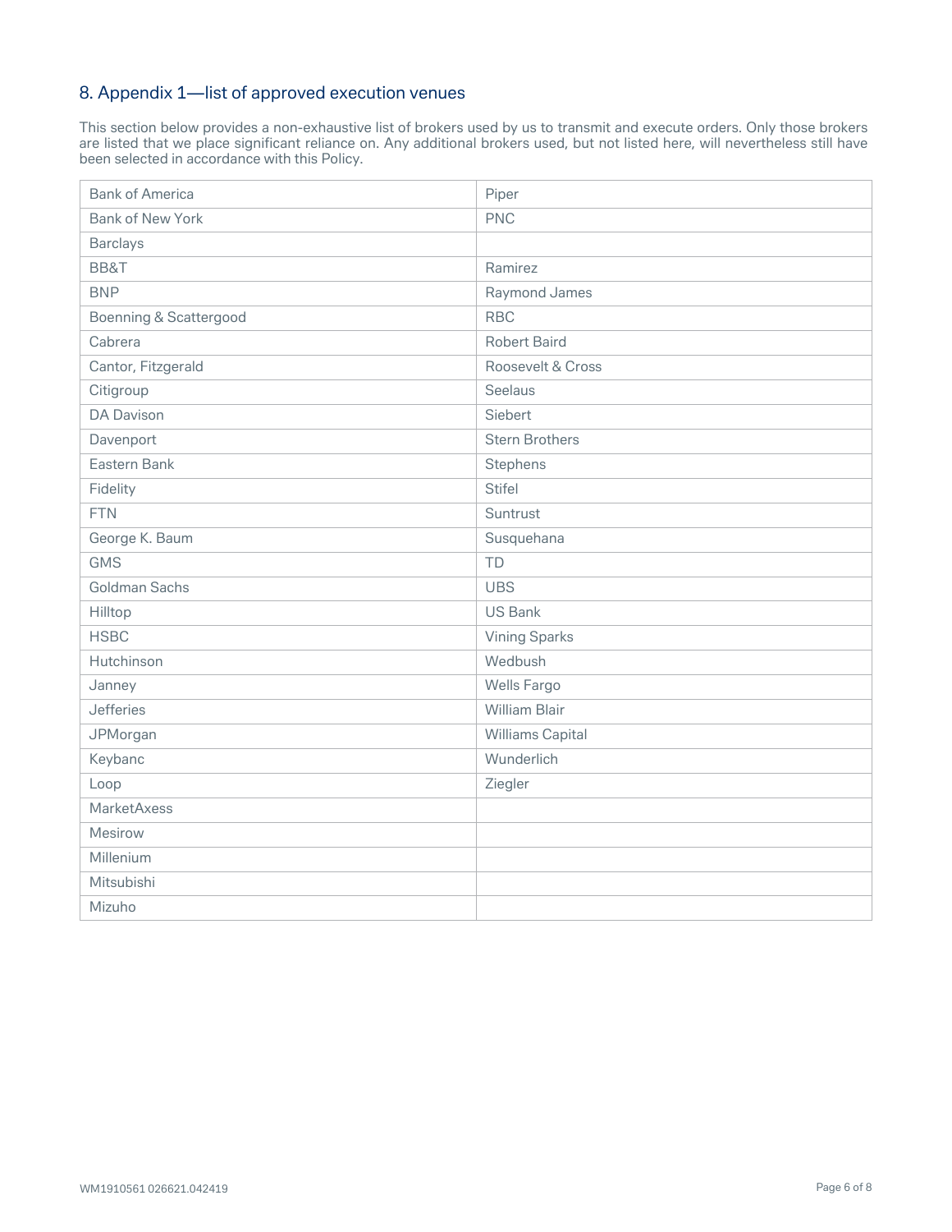## 8. Appendix 1—list of approved execution venues

This section below provides a non-exhaustive list of brokers used by us to transmit and execute orders. Only those brokers are listed that we place significant reliance on. Any additional brokers used, but not listed here, will nevertheless still have been selected in accordance with this Policy.

| | |
|---|---|
| Bank of America | Piper |
| Bank of New York | PNC |
| Barclays | |
| BB&T | Ramirez |
| BNP | Raymond James |
| Boenning & Scattergood | RBC |
| Cabrera | Robert Baird |
| Cantor, Fitzgerald | Roosevelt & Cross |
| Citigroup | Seelaus |
| DA Davison | Siebert |
| Davenport | Stern Brothers |
| Eastern Bank | Stephens |
| Fidelity | Stifel |
| FTN | Suntrust |
| George K. Baum | Susquehana |
| GMS | TD |
| Goldman Sachs | UBS |
| Hilltop | US Bank |
| HSBC | Vining Sparks |
| Hutchinson | Wedbush |
| Janney | Wells Fargo |
| Jefferies | William Blair |
| JPMorgan | Williams Capital |
| Keybanc | Wunderlich |
| Loop | Ziegler |
| MarketAxess | |
| Mesirow | |
| Millenium | |
| Mitsubishi | |
| Mizuho | |

WM1910561 026621.042419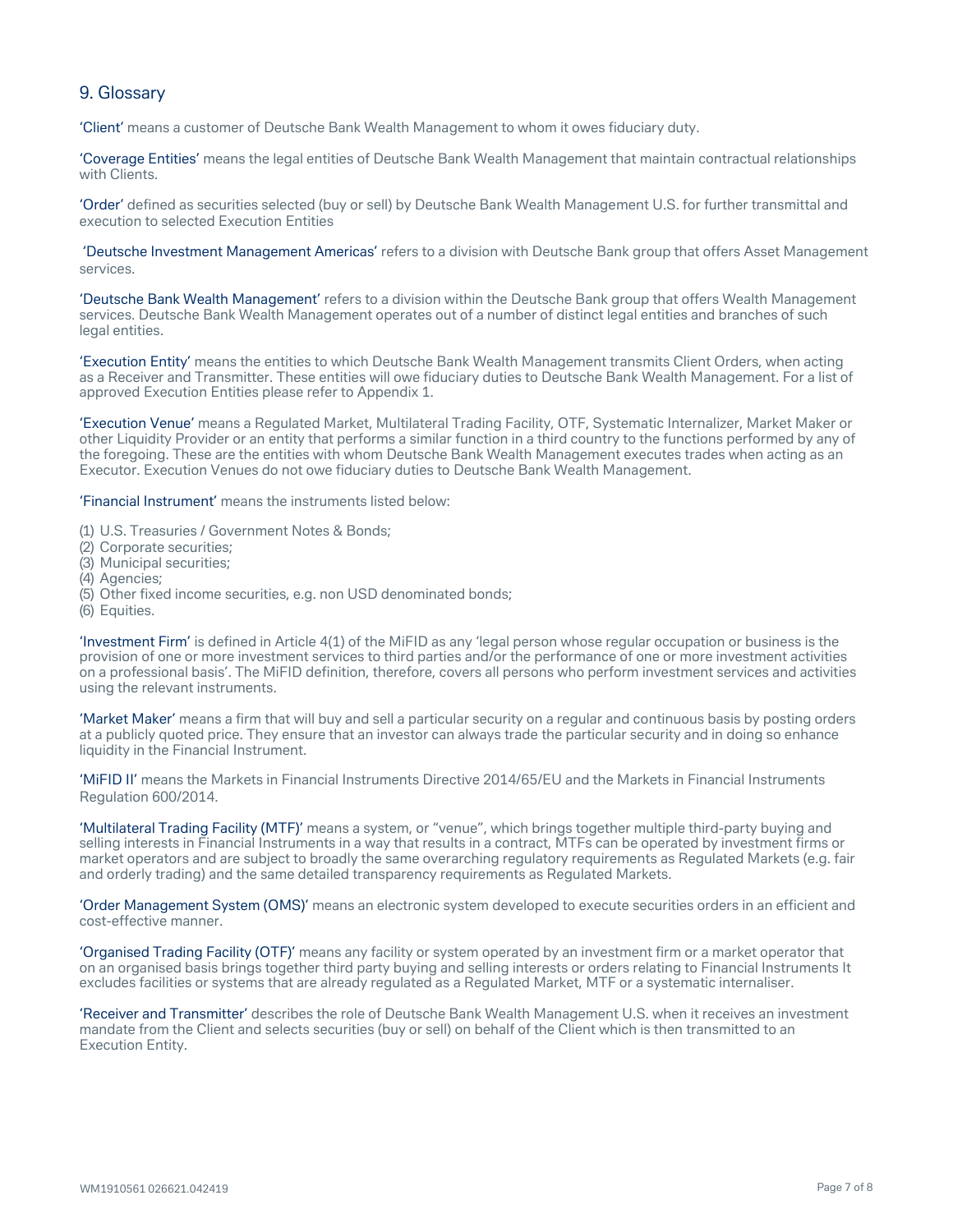## 9. Glossary

'Client' means a customer of Deutsche Bank Wealth Management to whom it owes fiduciary duty.

'Coverage Entities' means the legal entities of Deutsche Bank Wealth Management that maintain contractual relationships with Clients.

'Order' defined as securities selected (buy or sell) by Deutsche Bank Wealth Management U.S. for further transmittal and execution to selected Execution Entities

'Deutsche Investment Management Americas' refers to a division with Deutsche Bank group that offers Asset Management services.

'Deutsche Bank Wealth Management' refers to a division within the Deutsche Bank group that offers Wealth Management services. Deutsche Bank Wealth Management operates out of a number of distinct legal entities and branches of such legal entities.

'Execution Entity' means the entities to which Deutsche Bank Wealth Management transmits Client Orders, when acting as a Receiver and Transmitter. These entities will owe fiduciary duties to Deutsche Bank Wealth Management. For a list of approved Execution Entities please refer to Appendix 1.

'Execution Venue' means a Regulated Market, Multilateral Trading Facility, OTF, Systematic Internalizer, Market Maker or other Liquidity Provider or an entity that performs a similar function in a third country to the functions performed by any of the foregoing. These are the entities with whom Deutsche Bank Wealth Management executes trades when acting as an Executor. Execution Venues do not owe fiduciary duties to Deutsche Bank Wealth Management.

'Financial Instrument' means the instruments listed below:

(1) U.S. Treasuries / Government Notes & Bonds;
(2) Corporate securities;
(3) Municipal securities;
(4) Agencies;
(5) Other fixed income securities, e.g. non USD denominated bonds;
(6) Equities.

'Investment Firm' is defined in Article 4(1) of the MiFID as any 'legal person whose regular occupation or business is the provision of one or more investment services to third parties and/or the performance of one or more investment activities on a professional basis'. The MiFID definition, therefore, covers all persons who perform investment services and activities using the relevant instruments.

'Market Maker' means a firm that will buy and sell a particular security on a regular and continuous basis by posting orders at a publicly quoted price. They ensure that an investor can always trade the particular security and in doing so enhance liquidity in the Financial Instrument.

'MiFID II' means the Markets in Financial Instruments Directive 2014/65/EU and the Markets in Financial Instruments Regulation 600/2014.

'Multilateral Trading Facility (MTF)' means a system, or "venue", which brings together multiple third-party buying and selling interests in Financial Instruments in a way that results in a contract, MTFs can be operated by investment firms or market operators and are subject to broadly the same overarching regulatory requirements as Regulated Markets (e.g. fair and orderly trading) and the same detailed transparency requirements as Regulated Markets.

'Order Management System (OMS)' means an electronic system developed to execute securities orders in an efficient and cost-effective manner.

'Organised Trading Facility (OTF)' means any facility or system operated by an investment firm or a market operator that on an organised basis brings together third party buying and selling interests or orders relating to Financial Instruments It excludes facilities or systems that are already regulated as a Regulated Market, MTF or a systematic internaliser.

'Receiver and Transmitter' describes the role of Deutsche Bank Wealth Management U.S. when it receives an investment mandate from the Client and selects securities (buy or sell) on behalf of the Client which is then transmitted to an Execution Entity.

WM1910561 026621.042419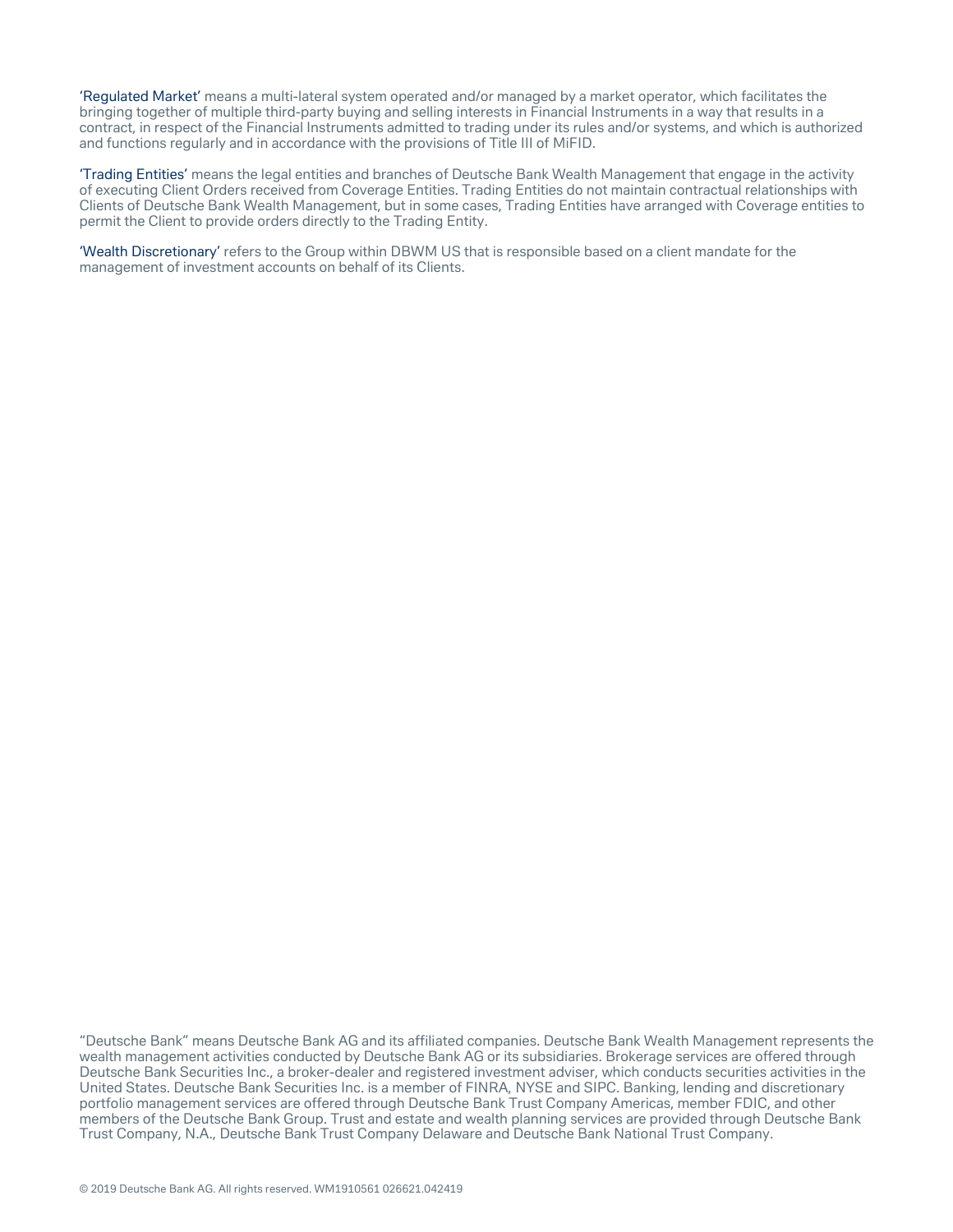'Regulated Market' means a multi-lateral system operated and/or managed by a market operator, which facilitates the bringing together of multiple third-party buying and selling interests in Financial Instruments in a way that results in a contract, in respect of the Financial Instruments admitted to trading under its rules and/or systems, and which is authorized and functions regularly and in accordance with the provisions of Title III of MiFID.

'Trading Entities' means the legal entities and branches of Deutsche Bank Wealth Management that engage in the activity of executing Client Orders received from Coverage Entities. Trading Entities do not maintain contractual relationships with Clients of Deutsche Bank Wealth Management, but in some cases, Trading Entities have arranged with Coverage entities to permit the Client to provide orders directly to the Trading Entity.

'Wealth Discretionary' refers to the Group within DBWM US that is responsible based on a client mandate for the management of investment accounts on behalf of its Clients.

"Deutsche Bank" means Deutsche Bank AG and its affiliated companies. Deutsche Bank Wealth Management represents the wealth management activities conducted by Deutsche Bank AG or its subsidiaries. Brokerage services are offered through Deutsche Bank Securities Inc., a broker-dealer and registered investment adviser, which conducts securities activities in the United States. Deutsche Bank Securities Inc. is a member of FINRA, NYSE and SIPC. Banking, lending and discretionary portfolio management services are offered through Deutsche Bank Trust Company Americas, member FDIC, and other members of the Deutsche Bank Group. Trust and estate and wealth planning services are provided through Deutsche Bank Trust Company, N.A., Deutsche Bank Trust Company Delaware and Deutsche Bank National Trust Company.

© 2019 Deutsche Bank AG. All rights reserved. WM1910561 026621.042419